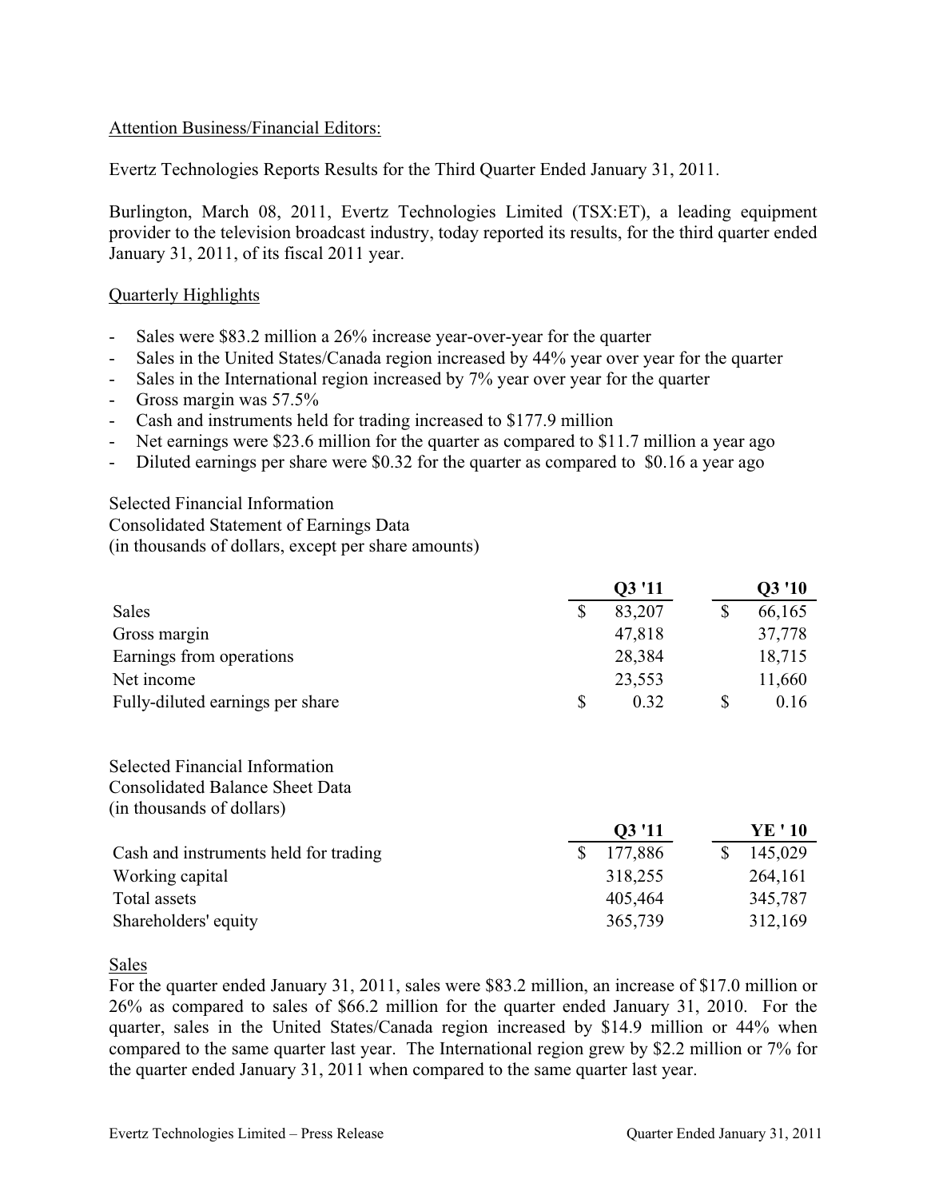Attention Business/Financial Editors:

Evertz Technologies Reports Results for the Third Quarter Ended January 31, 2011.

Burlington, March 08, 2011, Evertz Technologies Limited (TSX:ET), a leading equipment provider to the television broadcast industry, today reported its results, for the third quarter ended January 31, 2011, of its fiscal 2011 year.

Quarterly Highlights

- Sales were $83.2 million a 26% increase year-over-year for the quarter
- Sales in the United States/Canada region increased by 44% year over year for the quarter
- Sales in the International region increased by 7% year over year for the quarter
- Gross margin was 57.5%
- Cash and instruments held for trading increased to $177.9 million
- Net earnings were $23.6 million for the quarter as compared to $11.7 million a year ago
- Diluted earnings per share were $0.32 for the quarter as compared to $0.16 a year ago

Selected Financial Information
Consolidated Statement of Earnings Data
(in thousands of dollars, except per share amounts)

| | Q3 '11 | Q3 '10 |
|---|---|---|
| Sales | $ 83,207 | $ 66,165 |
| Gross margin | 47,818 | 37,778 |
| Earnings from operations | 28,384 | 18,715 |
| Net income | 23,553 | 11,660 |
| Fully-diluted earnings per share | $ 0.32 | $ 0.16 |

Selected Financial Information
Consolidated Balance Sheet Data
(in thousands of dollars)

| | Q3 '11 | YE ' 10 |
|---|---|---|
| Cash and instruments held for trading | $ 177,886 | $ 145,029 |
| Working capital | 318,255 | 264,161 |
| Total assets | 405,464 | 345,787 |
| Shareholders' equity | 365,739 | 312,169 |

Sales

For the quarter ended January 31, 2011, sales were $83.2 million, an increase of $17.0 million or 26% as compared to sales of $66.2 million for the quarter ended January 31, 2010. For the quarter, sales in the United States/Canada region increased by $14.9 million or 44% when compared to the same quarter last year. The International region grew by $2.2 million or 7% for the quarter ended January 31, 2011 when compared to the same quarter last year.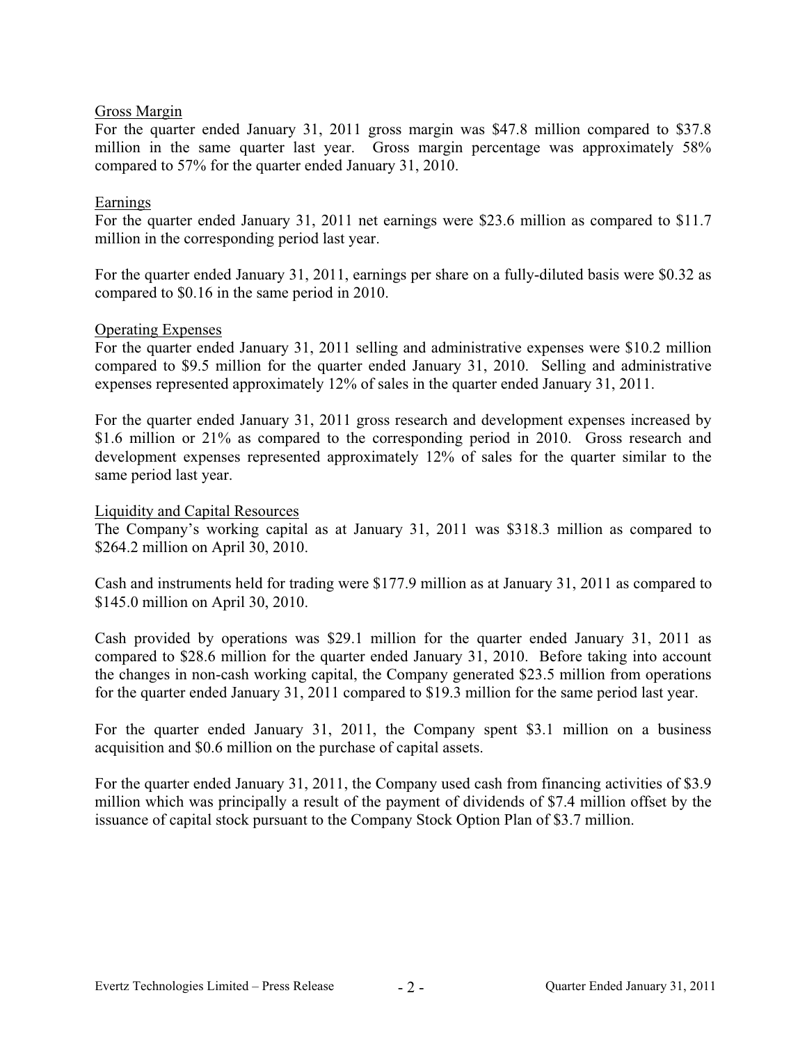## Gross Margin

For the quarter ended January 31, 2011 gross margin was $47.8 million compared to $37.8 million in the same quarter last year. Gross margin percentage was approximately 58% compared to 57% for the quarter ended January 31, 2010.

## Earnings

For the quarter ended January 31, 2011 net earnings were $23.6 million as compared to $11.7 million in the corresponding period last year.

For the quarter ended January 31, 2011, earnings per share on a fully-diluted basis were $0.32 as compared to $0.16 in the same period in 2010.

## Operating Expenses

For the quarter ended January 31, 2011 selling and administrative expenses were $10.2 million compared to $9.5 million for the quarter ended January 31, 2010. Selling and administrative expenses represented approximately 12% of sales in the quarter ended January 31, 2011.

For the quarter ended January 31, 2011 gross research and development expenses increased by $1.6 million or 21% as compared to the corresponding period in 2010. Gross research and development expenses represented approximately 12% of sales for the quarter similar to the same period last year.

## Liquidity and Capital Resources

The Company's working capital as at January 31, 2011 was $318.3 million as compared to $264.2 million on April 30, 2010.

Cash and instruments held for trading were $177.9 million as at January 31, 2011 as compared to $145.0 million on April 30, 2010.

Cash provided by operations was $29.1 million for the quarter ended January 31, 2011 as compared to $28.6 million for the quarter ended January 31, 2010. Before taking into account the changes in non-cash working capital, the Company generated $23.5 million from operations for the quarter ended January 31, 2011 compared to $19.3 million for the same period last year.

For the quarter ended January 31, 2011, the Company spent $3.1 million on a business acquisition and $0.6 million on the purchase of capital assets.

For the quarter ended January 31, 2011, the Company used cash from financing activities of $3.9 million which was principally a result of the payment of dividends of $7.4 million offset by the issuance of capital stock pursuant to the Company Stock Option Plan of $3.7 million.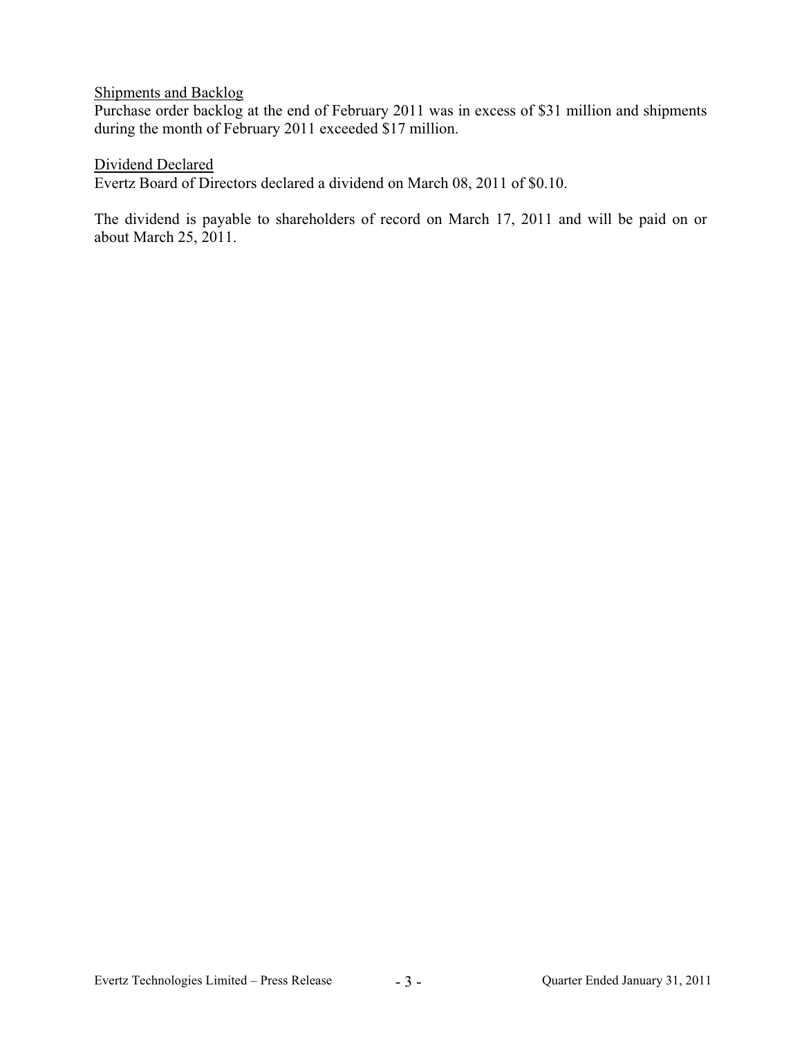Shipments and Backlog
Purchase order backlog at the end of February 2011 was in excess of $31 million and shipments during the month of February 2011 exceeded $17 million.

Dividend Declared
Evertz Board of Directors declared a dividend on March 08, 2011 of $0.10.

The dividend is payable to shareholders of record on March 17, 2011 and will be paid on or about March 25, 2011.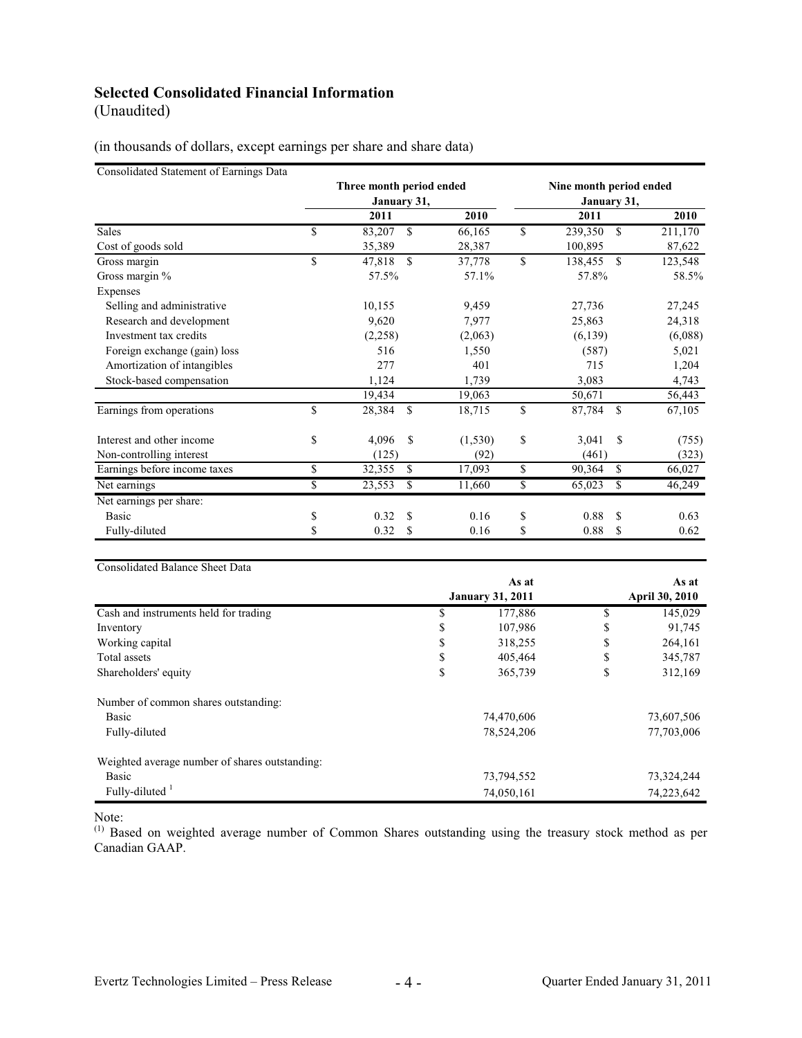## Selected Consolidated Financial Information

(Unaudited)

(in thousands of dollars, except earnings per share and share data)

| Consolidated Statement of Earnings Data | Three month period ended January 31, | | Nine month period ended January 31, | |
|---|---|---|---|---|
| | 2011 | 2010 | 2011 | 2010 |
| Sales | $ 83,207 | $ 66,165 | $ 239,350 | $ 211,170 |
| Cost of goods sold | 35,389 | 28,387 | 100,895 | 87,622 |
| Gross margin | $ 47,818 | $ 37,778 | $ 138,455 | $ 123,548 |
| Gross margin % | 57.5% | 57.1% | 57.8% | 58.5% |
| Expenses | | | | |
| Selling and administrative | 10,155 | 9,459 | 27,736 | 27,245 |
| Research and development | 9,620 | 7,977 | 25,863 | 24,318 |
| Investment tax credits | (2,258) | (2,063) | (6,139) | (6,088) |
| Foreign exchange (gain) loss | 516 | 1,550 | (587) | 5,021 |
| Amortization of intangibles | 277 | 401 | 715 | 1,204 |
| Stock-based compensation | 1,124 | 1,739 | 3,083 | 4,743 |
| | 19,434 | 19,063 | 50,671 | 56,443 |
| Earnings from operations | $ 28,384 | $ 18,715 | $ 87,784 | $ 67,105 |
| Interest and other income | $ 4,096 | $ (1,530) | $ 3,041 | $ (755) |
| Non-controlling interest | (125) | (92) | (461) | (323) |
| Earnings before income taxes | $ 32,355 | $ 17,093 | $ 90,364 | $ 66,027 |
| Net earnings | $ 23,553 | $ 11,660 | $ 65,023 | $ 46,249 |
| Net earnings per share: | | | | |
| Basic | $ 0.32 | $ 0.16 | $ 0.88 | $ 0.63 |
| Fully-diluted | $ 0.32 | $ 0.16 | $ 0.88 | $ 0.62 |

| Consolidated Balance Sheet Data | As at January 31, 2011 | As at April 30, 2010 |
|---|---|---|
| Cash and instruments held for trading | $ 177,886 | $ 145,029 |
| Inventory | $ 107,986 | $ 91,745 |
| Working capital | $ 318,255 | $ 264,161 |
| Total assets | $ 405,464 | $ 345,787 |
| Shareholders' equity | $ 365,739 | $ 312,169 |
| Number of common shares outstanding: | | |
| Basic | 74,470,606 | 73,607,506 |
| Fully-diluted | 78,524,206 | 77,703,006 |
| Weighted average number of shares outstanding: | | |
| Basic | 73,794,552 | 73,324,244 |
| Fully-diluted [1] | 74,050,161 | 74,223,642 |

Note:

(1) Based on weighted average number of Common Shares outstanding using the treasury stock method as per Canadian GAAP.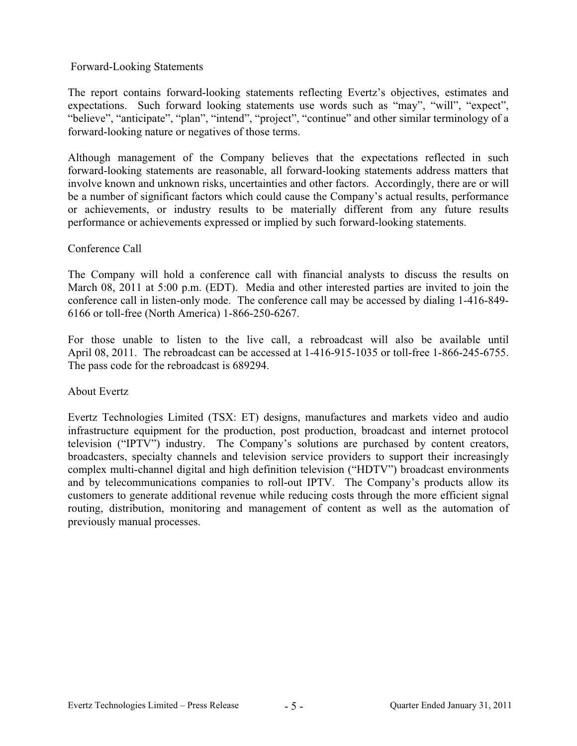## Forward-Looking Statements

The report contains forward-looking statements reflecting Evertz's objectives, estimates and expectations. Such forward looking statements use words such as "may", "will", "expect", "believe", "anticipate", "plan", "intend", "project", "continue" and other similar terminology of a forward-looking nature or negatives of those terms.

Although management of the Company believes that the expectations reflected in such forward-looking statements are reasonable, all forward-looking statements address matters that involve known and unknown risks, uncertainties and other factors. Accordingly, there are or will be a number of significant factors which could cause the Company's actual results, performance or achievements, or industry results to be materially different from any future results performance or achievements expressed or implied by such forward-looking statements.

## Conference Call

The Company will hold a conference call with financial analysts to discuss the results on March 08, 2011 at 5:00 p.m. (EDT). Media and other interested parties are invited to join the conference call in listen-only mode. The conference call may be accessed by dialing 1-416-849-6166 or toll-free (North America) 1-866-250-6267.

For those unable to listen to the live call, a rebroadcast will also be available until April 08, 2011. The rebroadcast can be accessed at 1-416-915-1035 or toll-free 1-866-245-6755. The pass code for the rebroadcast is 689294.

## About Evertz

Evertz Technologies Limited (TSX: ET) designs, manufactures and markets video and audio infrastructure equipment for the production, post production, broadcast and internet protocol television ("IPTV") industry. The Company's solutions are purchased by content creators, broadcasters, specialty channels and television service providers to support their increasingly complex multi-channel digital and high definition television ("HDTV") broadcast environments and by telecommunications companies to roll-out IPTV. The Company's products allow its customers to generate additional revenue while reducing costs through the more efficient signal routing, distribution, monitoring and management of content as well as the automation of previously manual processes.